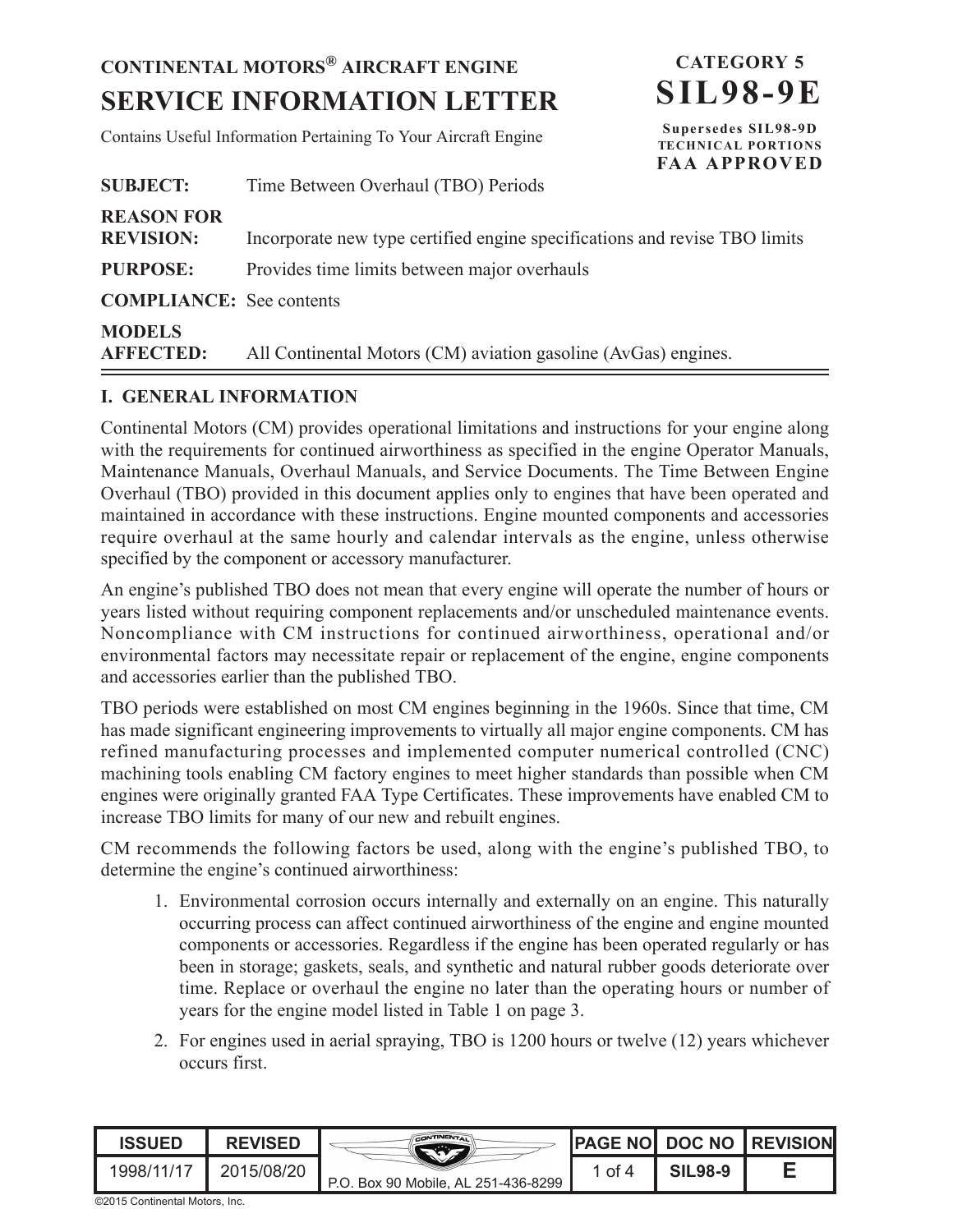**CONTINENTAL MOTORS® AIRCRAFT ENGINE**

# SERVICE INFORMATION LETTER

Contains Useful Information Pertaining To Your Aircraft Engine

**CATEGORY 5**

# SIL98-9E

**Supersedes SIL98-9D**
**TECHNICAL PORTIONS**
**FAA APPROVED**

**SUBJECT:** Time Between Overhaul (TBO) Periods

**REASON FOR REVISION:** Incorporate new type certified engine specifications and revise TBO limits

**PURPOSE:** Provides time limits between major overhauls

**COMPLIANCE:** See contents

**MODELS AFFECTED:** All Continental Motors (CM) aviation gasoline (AvGas) engines.

## I. GENERAL INFORMATION

Continental Motors (CM) provides operational limitations and instructions for your engine along with the requirements for continued airworthiness as specified in the engine Operator Manuals, Maintenance Manuals, Overhaul Manuals, and Service Documents. The Time Between Engine Overhaul (TBO) provided in this document applies only to engines that have been operated and maintained in accordance with these instructions. Engine mounted components and accessories require overhaul at the same hourly and calendar intervals as the engine, unless otherwise specified by the component or accessory manufacturer.

An engine's published TBO does not mean that every engine will operate the number of hours or years listed without requiring component replacements and/or unscheduled maintenance events. Noncompliance with CM instructions for continued airworthiness, operational and/or environmental factors may necessitate repair or replacement of the engine, engine components and accessories earlier than the published TBO.

TBO periods were established on most CM engines beginning in the 1960s. Since that time, CM has made significant engineering improvements to virtually all major engine components. CM has refined manufacturing processes and implemented computer numerical controlled (CNC) machining tools enabling CM factory engines to meet higher standards than possible when CM engines were originally granted FAA Type Certificates. These improvements have enabled CM to increase TBO limits for many of our new and rebuilt engines.

CM recommends the following factors be used, along with the engine's published TBO, to determine the engine's continued airworthiness:

1. Environmental corrosion occurs internally and externally on an engine. This naturally occurring process can affect continued airworthiness of the engine and engine mounted components or accessories. Regardless if the engine has been operated regularly or has been in storage; gaskets, seals, and synthetic and natural rubber goods deteriorate over time. Replace or overhaul the engine no later than the operating hours or number of years for the engine model listed in Table 1 on page 3.
2. For engines used in aerial spraying, TBO is 1200 hours or twelve (12) years whichever occurs first.

| ISSUED | REVISED | | PAGE NO | DOC NO | REVISION |
|---|---|---|---|---|---|
| 1998/11/17 | 2015/08/20 | P.O. Box 90 Mobile, AL 251-436-8299 | 1 of 4 | SIL98-9 | E |

©2015 Continental Motors, Inc.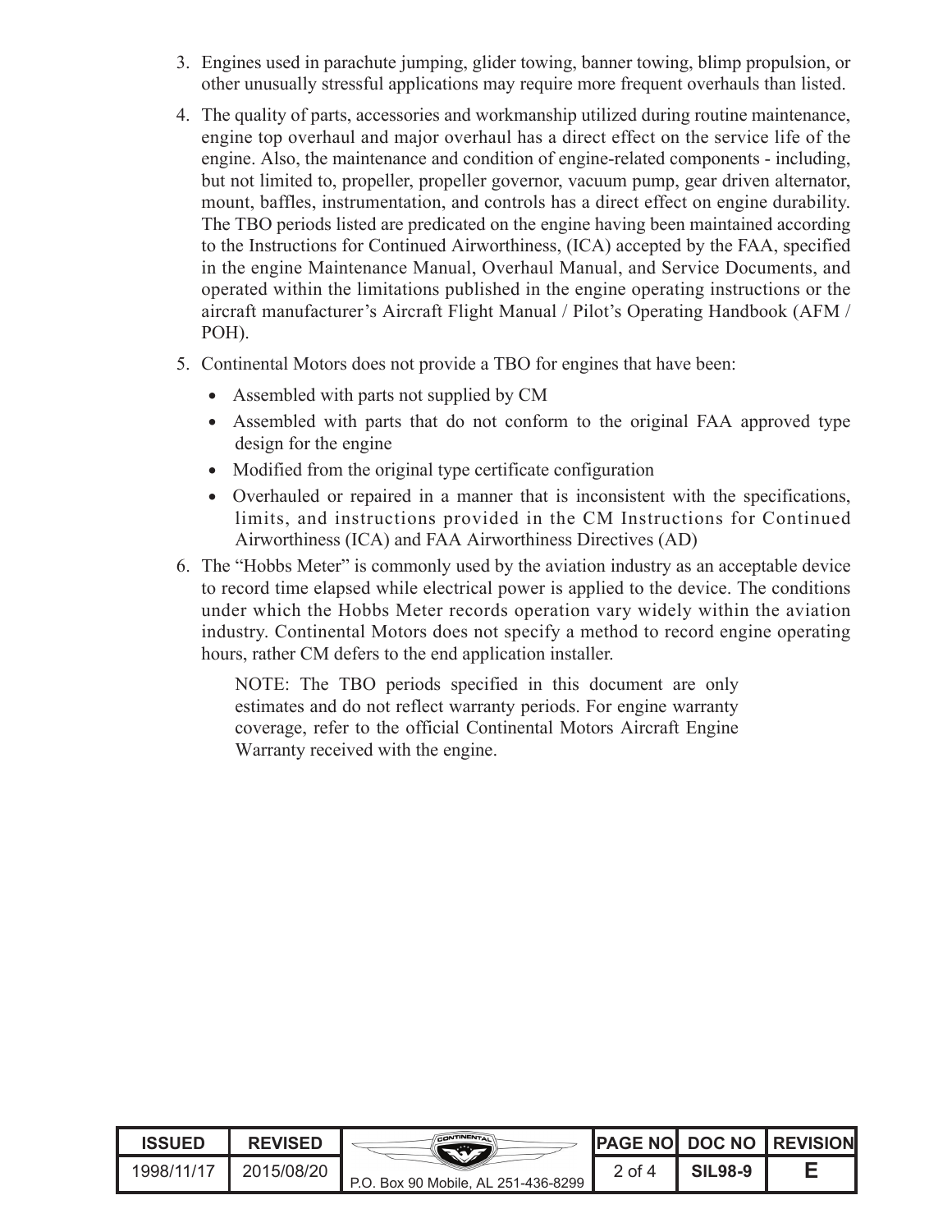3. Engines used in parachute jumping, glider towing, banner towing, blimp propulsion, or other unusually stressful applications may require more frequent overhauls than listed.
4. The quality of parts, accessories and workmanship utilized during routine maintenance, engine top overhaul and major overhaul has a direct effect on the service life of the engine. Also, the maintenance and condition of engine-related components - including, but not limited to, propeller, propeller governor, vacuum pump, gear driven alternator, mount, baffles, instrumentation, and controls has a direct effect on engine durability. The TBO periods listed are predicated on the engine having been maintained according to the Instructions for Continued Airworthiness, (ICA) accepted by the FAA, specified in the engine Maintenance Manual, Overhaul Manual, and Service Documents, and operated within the limitations published in the engine operating instructions or the aircraft manufacturer's Aircraft Flight Manual / Pilot's Operating Handbook (AFM / POH).
5. Continental Motors does not provide a TBO for engines that have been:
   - Assembled with parts not supplied by CM
   - Assembled with parts that do not conform to the original FAA approved type design for the engine
   - Modified from the original type certificate configuration
   - Overhauled or repaired in a manner that is inconsistent with the specifications, limits, and instructions provided in the CM Instructions for Continued Airworthiness (ICA) and FAA Airworthiness Directives (AD)
6. The "Hobbs Meter" is commonly used by the aviation industry as an acceptable device to record time elapsed while electrical power is applied to the device. The conditions under which the Hobbs Meter records operation vary widely within the aviation industry. Continental Motors does not specify a method to record engine operating hours, rather CM defers to the end application installer.

   NOTE: The TBO periods specified in this document are only estimates and do not reflect warranty periods. For engine warranty coverage, refer to the official Continental Motors Aircraft Engine Warranty received with the engine.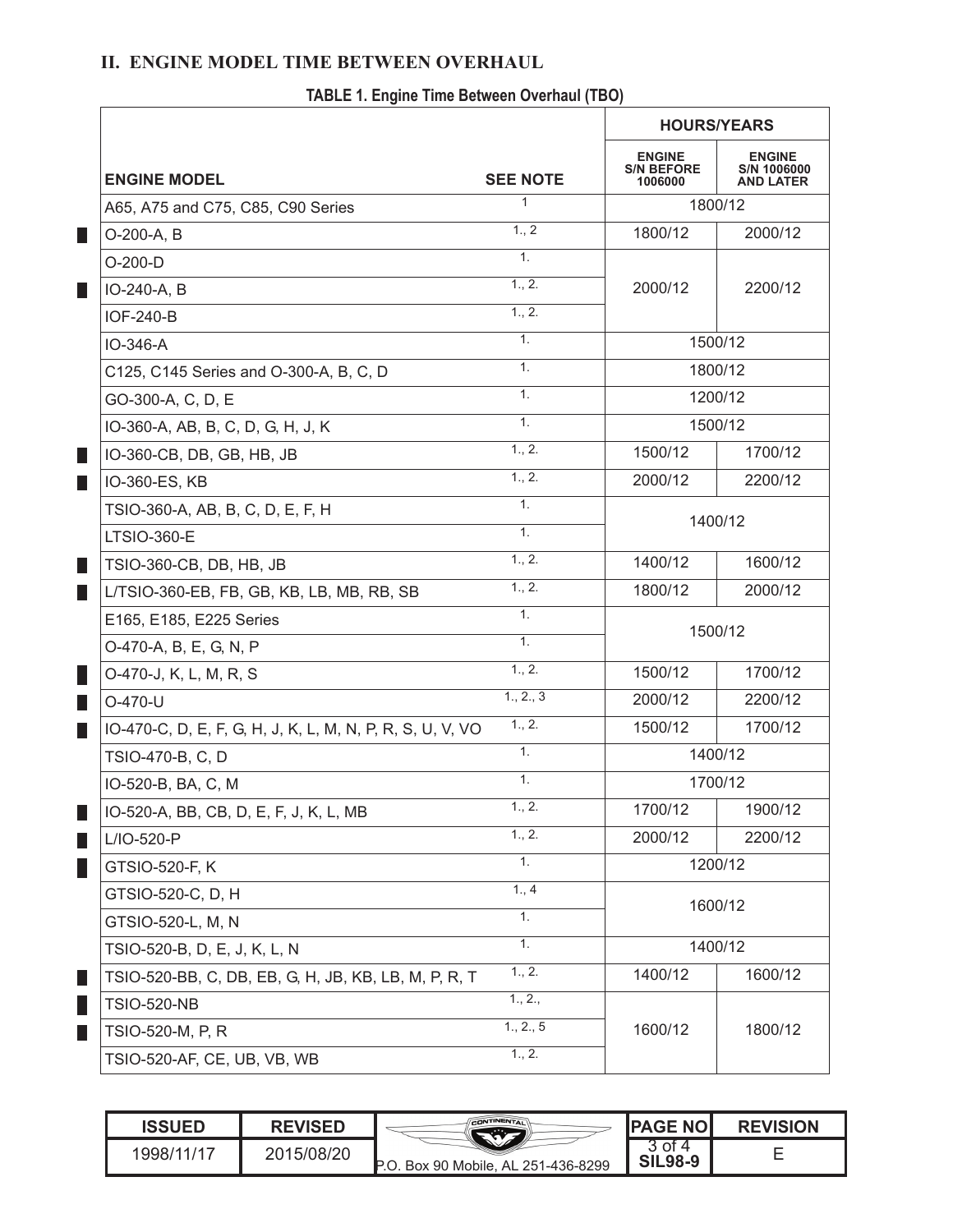## II. ENGINE MODEL TIME BETWEEN OVERHAUL

**TABLE 1. Engine Time Between Overhaul (TBO)**

| ENGINE MODEL | SEE NOTE | HOURS/YEARS | |
|---|---|---|---|
| | | ENGINE S/N BEFORE 1006000 | ENGINE S/N 1006000 AND LATER |
| A65, A75 and C75, C85, C90 Series | 1 | 1800/12 | 1800/12 |
| O-200-A, B | 1., 2 | 1800/12 | 2000/12 |
| O-200-D | 1. | 2000/12 | 2200/12 |
| IO-240-A, B | 1., 2. | 2000/12 | 2200/12 |
| IOF-240-B | 1., 2. | 2000/12 | 2200/12 |
| IO-346-A | 1. | 1500/12 | 1500/12 |
| C125, C145 Series and O-300-A, B, C, D | 1. | 1800/12 | 1800/12 |
| GO-300-A, C, D, E | 1. | 1200/12 | 1200/12 |
| IO-360-A, AB, B, C, D, G, H, J, K | 1. | 1500/12 | 1500/12 |
| IO-360-CB, DB, GB, HB, JB | 1., 2. | 1500/12 | 1700/12 |
| IO-360-ES, KB | 1., 2. | 2000/12 | 2200/12 |
| TSIO-360-A, AB, B, C, D, E, F, H | 1. | 1400/12 | 1400/12 |
| LTSIO-360-E | 1. | 1400/12 | 1400/12 |
| TSIO-360-CB, DB, HB, JB | 1., 2. | 1400/12 | 1600/12 |
| L/TSIO-360-EB, FB, GB, KB, LB, MB, RB, SB | 1., 2. | 1800/12 | 2000/12 |
| E165, E185, E225 Series | 1. | 1500/12 | 1500/12 |
| O-470-A, B, E, G, N, P | 1. | 1500/12 | 1500/12 |
| O-470-J, K, L, M, R, S | 1., 2. | 1500/12 | 1700/12 |
| O-470-U | 1., 2., 3 | 2000/12 | 2200/12 |
| IO-470-C, D, E, F, G, H, J, K, L, M, N, P, R, S, U, V, VO | 1., 2. | 1500/12 | 1700/12 |
| TSIO-470-B, C, D | 1. | 1400/12 | 1400/12 |
| IO-520-B, BA, C, M | 1. | 1700/12 | 1700/12 |
| IO-520-A, BB, CB, D, E, F, J, K, L, MB | 1., 2. | 1700/12 | 1900/12 |
| L/IO-520-P | 1., 2. | 2000/12 | 2200/12 |
| GTSIO-520-F, K | 1. | 1200/12 | 1200/12 |
| GTSIO-520-C, D, H | 1., 4 | 1600/12 | 1600/12 |
| GTSIO-520-L, M, N | 1. | 1600/12 | 1600/12 |
| TSIO-520-B, D, E, J, K, L, N | 1. | 1400/12 | 1400/12 |
| TSIO-520-BB, C, DB, EB, G, H, JB, KB, LB, M, P, R, T | 1., 2. | 1400/12 | 1600/12 |
| TSIO-520-NB | 1., 2., | 1600/12 | 1800/12 |
| TSIO-520-M, P, R | 1., 2., 5 | 1600/12 | 1800/12 |
| TSIO-520-AF, CE, UB, VB, WB | 1., 2. | 1600/12 | 1800/12 |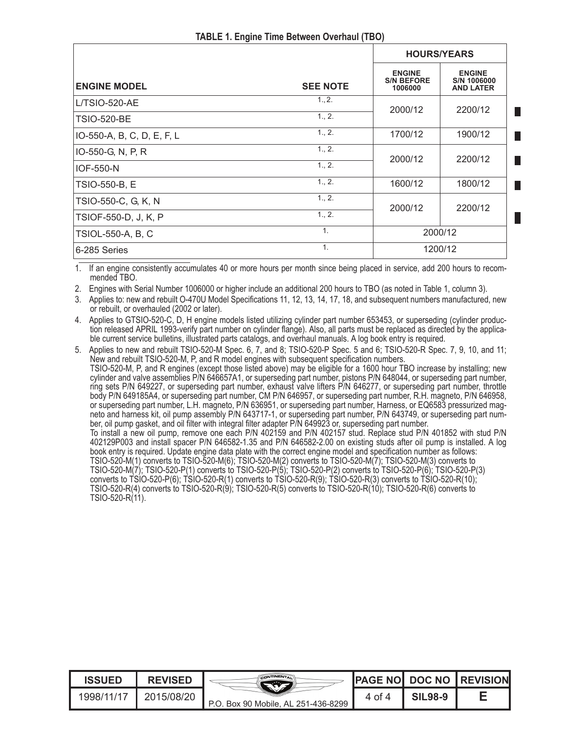**TABLE 1. Engine Time Between Overhaul (TBO)**

| | | HOURS/YEARS | |
|---|---|---|---|
| **ENGINE MODEL** | **SEE NOTE** | **ENGINE S/N BEFORE 1006000** | **ENGINE S/N 1006000 AND LATER** |
| L/TSIO-520-AE | 1., 2. | 2000/12 | 2200/12 |
| TSIO-520-BE | 1., 2. | 2000/12 | 2200/12 |
| IO-550-A, B, C, D, E, F, L | 1., 2. | 1700/12 | 1900/12 |
| IO-550-G, N, P, R | 1., 2. | 2000/12 | 2200/12 |
| IOF-550-N | 1., 2. | 2000/12 | 2200/12 |
| TSIO-550-B, E | 1., 2. | 1600/12 | 1800/12 |
| TSIO-550-C, G, K, N | 1., 2. | 2000/12 | 2200/12 |
| TSIOF-550-D, J, K, P | 1., 2. | 2000/12 | 2200/12 |
| TSIOL-550-A, B, C | 1. | 2000/12 | |
| 6-285 Series | 1. | 1200/12 | |

1. If an engine consistently accumulates 40 or more hours per month since being placed in service, add 200 hours to recommended TBO.
2. Engines with Serial Number 1006000 or higher include an additional 200 hours to TBO (as noted in Table 1, column 3).
3. Applies to: new and rebuilt O-470U Model Specifications 11, 12, 13, 14, 17, 18, and subsequent numbers manufactured, new or rebuilt, or overhauled (2002 or later).
4. Applies to GTSIO-520-C, D, H engine models listed utilizing cylinder part number 653453, or superseding (cylinder production released APRIL 1993-verify part number on cylinder flange). Also, all parts must be replaced as directed by the applicable current service bulletins, illustrated parts catalogs, and overhaul manuals. A log book entry is required.
5. Applies to new and rebuilt TSIO-520-M Spec. 6, 7, and 8; TSIO-520-P Spec. 5 and 6; TSIO-520-R Spec. 7, 9, 10, and 11; New and rebuilt TSIO-520-M, P, and R model engines with subsequent specification numbers.
   TSIO-520-M, P, and R engines (except those listed above) may be eligible for a 1600 hour TBO increase by installing; new cylinder and valve assemblies P/N 646657A1, or superseding part number, pistons P/N 648044, or superseding part number, ring sets P/N 649227, or superseding part number, exhaust valve lifters P/N 646277, or superseding part number, throttle body P/N 649185A4, or superseding part number, CM P/N 646957, or superseding part number, R.H. magneto, P/N 646958, or superseding part number, L.H. magneto, P/N 636951, or superseding part number, Harness, or EQ6583 pressurized magneto and harness kit, oil pump assembly P/N 643717-1, or superseding part number, P/N 643749, or superseding part number, oil pump gasket, and oil filter with integral filter adapter P/N 649923 or, superseding part number.
   To install a new oil pump, remove one each P/N 402159 and P/N 402157 stud. Replace stud P/N 401852 with stud P/N 402129P003 and install spacer P/N 646582-1.35 and P/N 646582-2.00 on existing studs after oil pump is installed. A log book entry is required. Update engine data plate with the correct engine model and specification number as follows:
   TSIO-520-M(1) converts to TSIO-520-M(6); TSIO-520-M(2) converts to TSIO-520-M(7); TSIO-520-M(3) converts to TSIO-520-M(7); TSIO-520-P(1) converts to TSIO-520-P(5); TSIO-520-P(2) converts to TSIO-520-P(6); TSIO-520-P(3) converts to TSIO-520-P(6); TSIO-520-R(1) converts to TSIO-520-R(9); TSIO-520-R(3) converts to TSIO-520-R(10); TSIO-520-R(4) converts to TSIO-520-R(9); TSIO-520-R(5) converts to TSIO-520-R(10); TSIO-520-R(6) converts to TSIO-520-R(11).

| ISSUED | REVISED | | DOC NO | REVISION |
|---|---|---|---|---|
| 1998/11/17 | 2015/08/20 | P.O. Box 90 Mobile, AL 251-436-8299 | SIL98-9 | E |